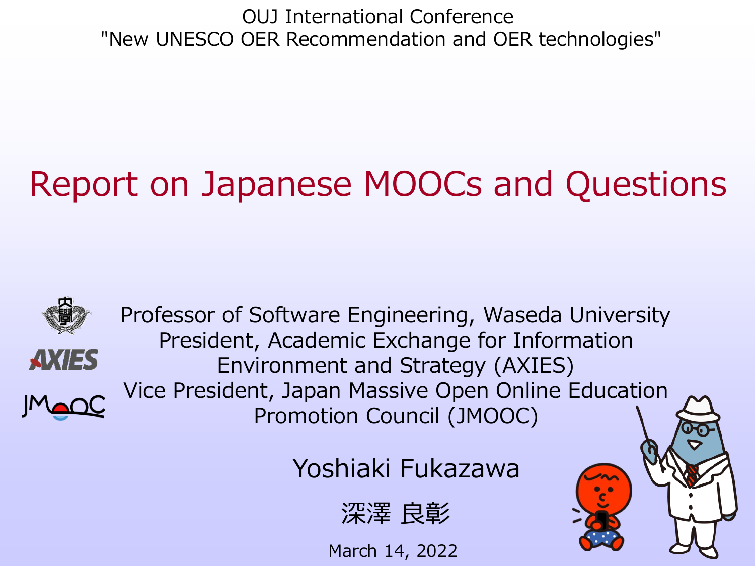OUJ International Conference
"New UNESCO OER Recommendation and OER technologies"

# Report on Japanese MOOCs and Questions

Professor of Software Engineering, Waseda University
President, Academic Exchange for Information Environment and Strategy (AXIES)
Vice President, Japan Massive Open Online Education Promotion Council (JMOOC)

Yoshiaki Fukazawa

深澤 良彰

March 14, 2022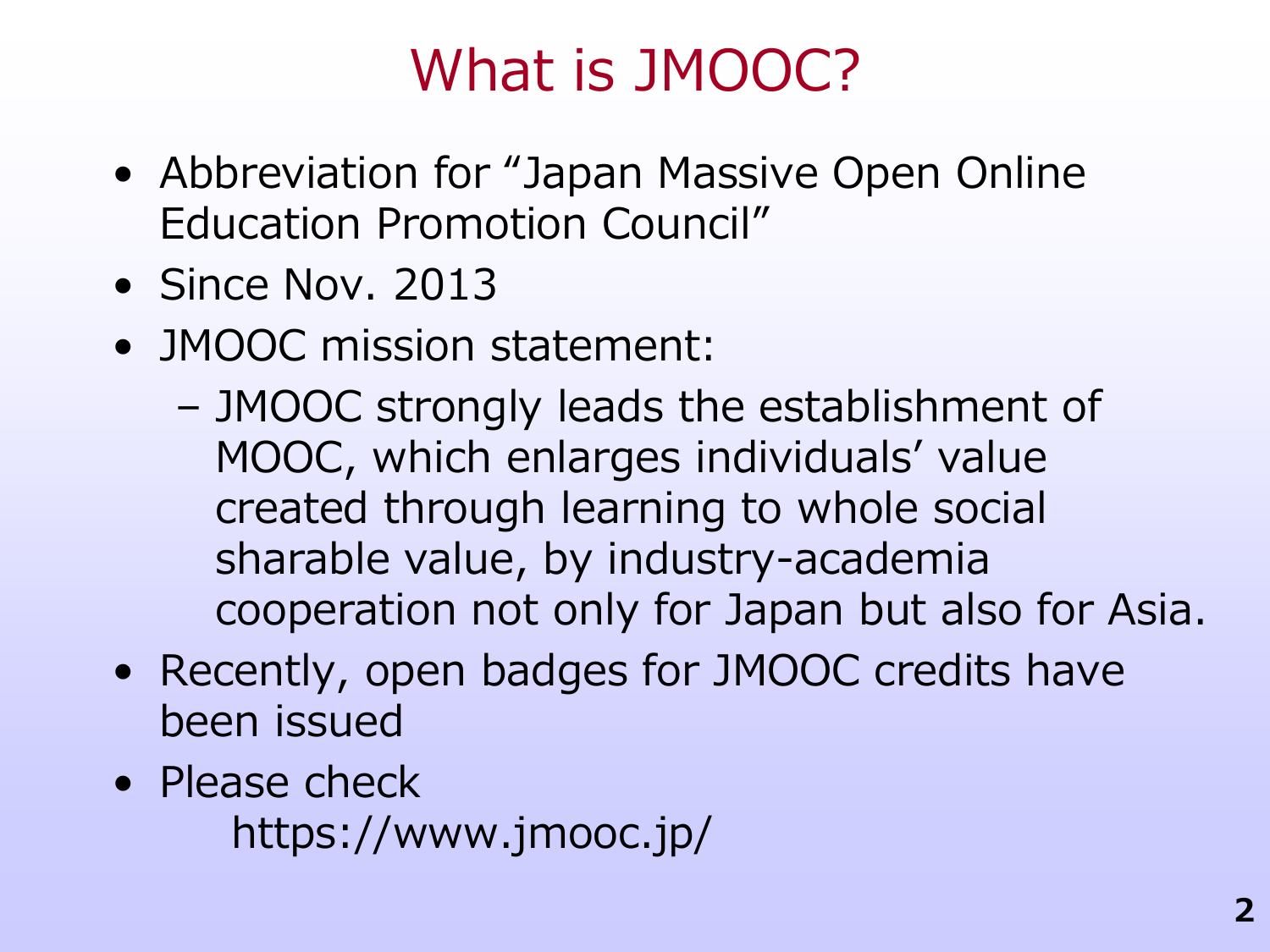# What is JMOOC?

- Abbreviation for "Japan Massive Open Online Education Promotion Council"
- Since Nov. 2013
- JMOOC mission statement:
  - JMOOC strongly leads the establishment of MOOC, which enlarges individuals' value created through learning to whole social sharable value, by industry-academia cooperation not only for Japan but also for Asia.
- Recently, open badges for JMOOC credits have been issued
- Please check
  https://www.jmooc.jp/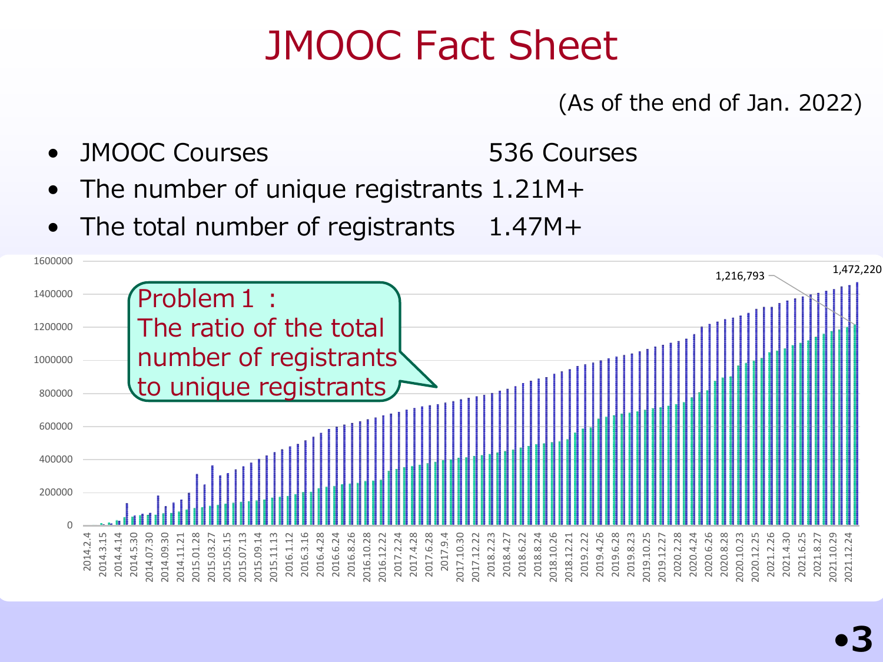# JMOOC Fact Sheet

(As of the end of Jan. 2022)

- JMOOC Courses 536 Courses
- The number of unique registrants 1.21M+
- The total number of registrants 1.47M+

Problem 1 : The ratio of the total number of registrants to unique registrants

1,216,793

1,472,220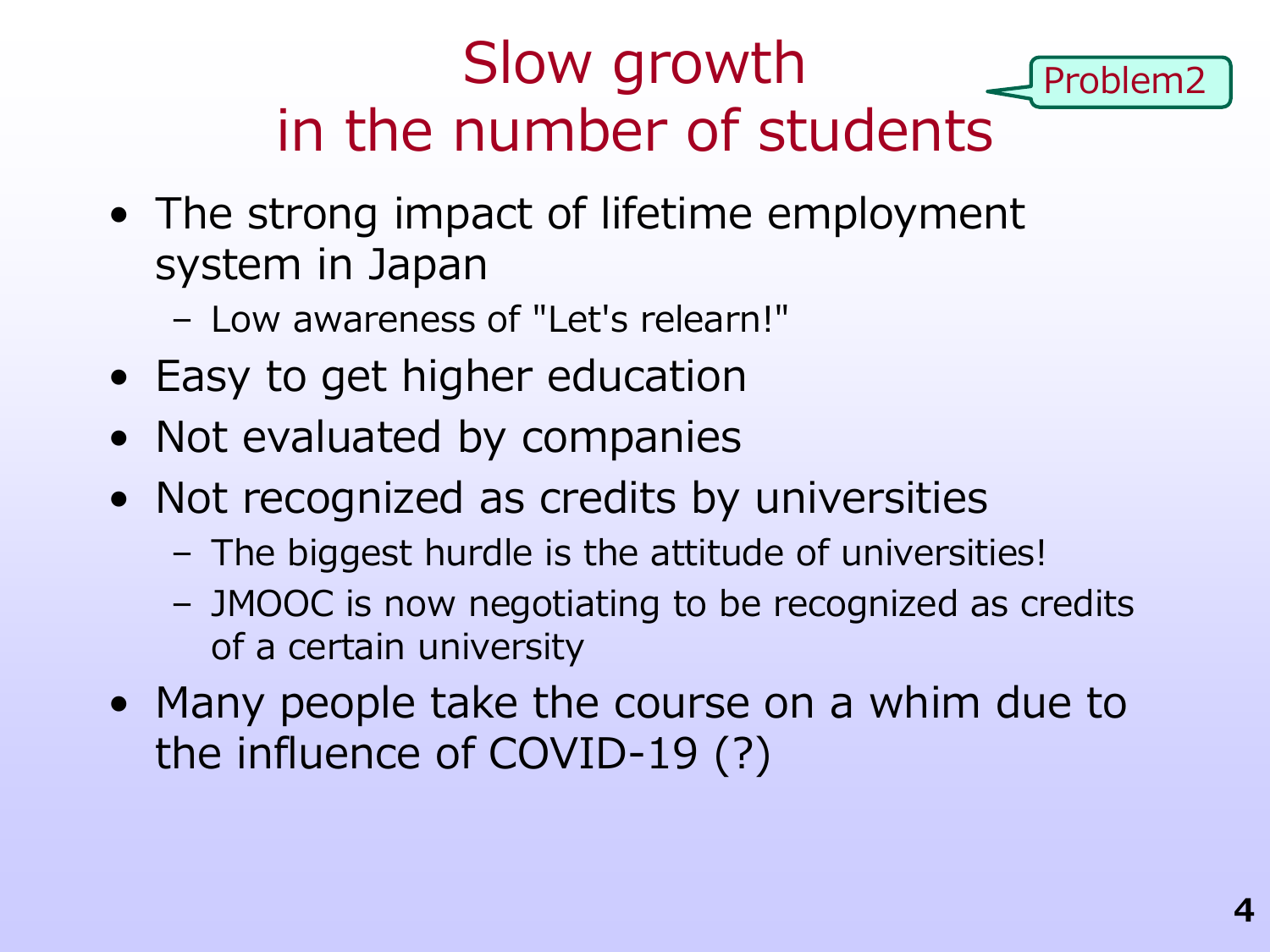# Slow growth in the number of students

Problem2

- The strong impact of lifetime employment system in Japan
  - Low awareness of "Let's relearn!"
- Easy to get higher education
- Not evaluated by companies
- Not recognized as credits by universities
  - The biggest hurdle is the attitude of universities!
  - JMOOC is now negotiating to be recognized as credits of a certain university
- Many people take the course on a whim due to the influence of COVID-19 (?)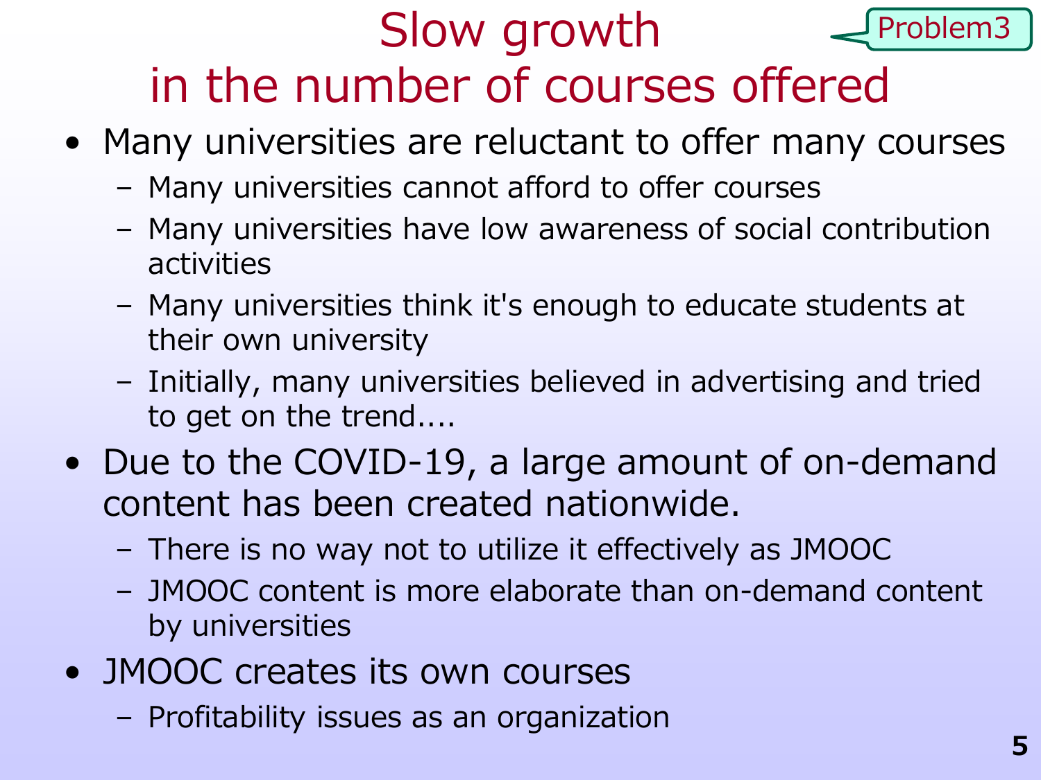# Slow growth in the number of courses offered

Problem3

- Many universities are reluctant to offer many courses
  - Many universities cannot afford to offer courses
  - Many universities have low awareness of social contribution activities
  - Many universities think it's enough to educate students at their own university
  - Initially, many universities believed in advertising and tried to get on the trend....
- Due to the COVID-19, a large amount of on-demand content has been created nationwide.
  - There is no way not to utilize it effectively as JMOOC
  - JMOOC content is more elaborate than on-demand content by universities
- JMOOC creates its own courses
  - Profitability issues as an organization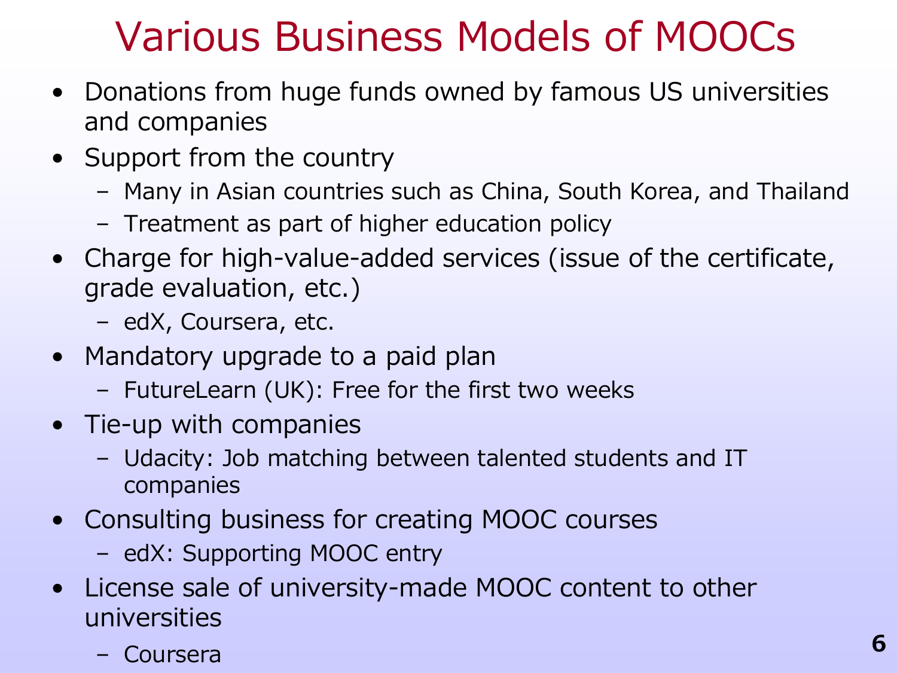# Various Business Models of MOOCs

- Donations from huge funds owned by famous US universities and companies
- Support from the country
  - Many in Asian countries such as China, South Korea, and Thailand
  - Treatment as part of higher education policy
- Charge for high-value-added services (issue of the certificate, grade evaluation, etc.)
  - edX, Coursera, etc.
- Mandatory upgrade to a paid plan
  - FutureLearn (UK): Free for the first two weeks
- Tie-up with companies
  - Udacity: Job matching between talented students and IT companies
- Consulting business for creating MOOC courses
  - edX: Supporting MOOC entry
- License sale of university-made MOOC content to other universities
  - Coursera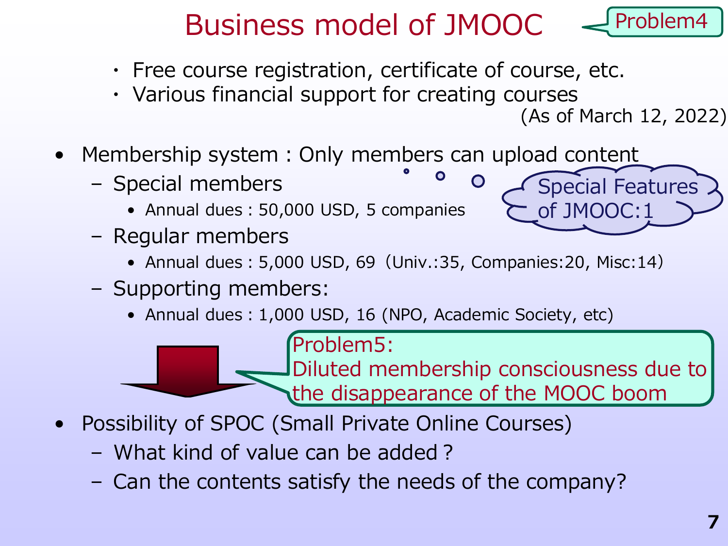# Business model of JMOOC

Problem4

- Free course registration, certificate of course, etc.
- Various financial support for creating courses

(As of March 12, 2022)

- Membership system : Only members can upload content
  - Special members
    - Annual dues : 50,000 USD, 5 companies
  - Regular members
    - Annual dues : 5,000 USD, 69（Univ.:35, Companies:20, Misc:14）
  - Supporting members:
    - Annual dues : 1,000 USD, 16 (NPO, Academic Society, etc)

Special Features of JMOOC:1

Problem5:
Diluted membership consciousness due to the disappearance of the MOOC boom

- Possibility of SPOC (Small Private Online Courses)
  - What kind of value can be added？
  - Can the contents satisfy the needs of the company?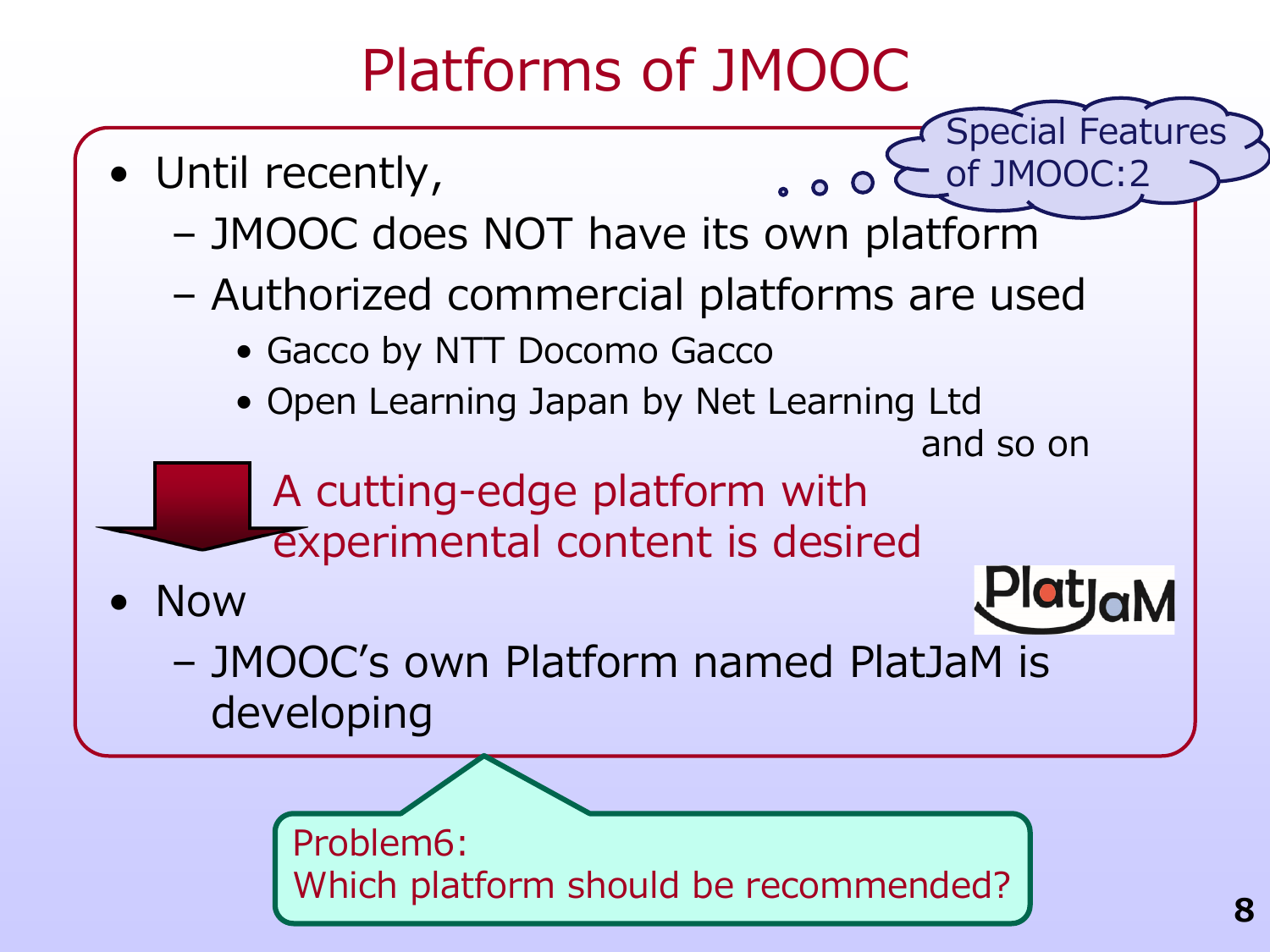# Platforms of JMOOC

Special Features of JMOOC:2

- Until recently,
  - JMOOC does NOT have its own platform
  - Authorized commercial platforms are used
    - Gacco by NTT Docomo Gacco
    - Open Learning Japan by Net Learning Ltd

      and so on

A cutting-edge platform with experimental content is desired

- Now
  - JMOOC's own Platform named PlatJaM is developing

PlatJaM

Problem6:
Which platform should be recommended?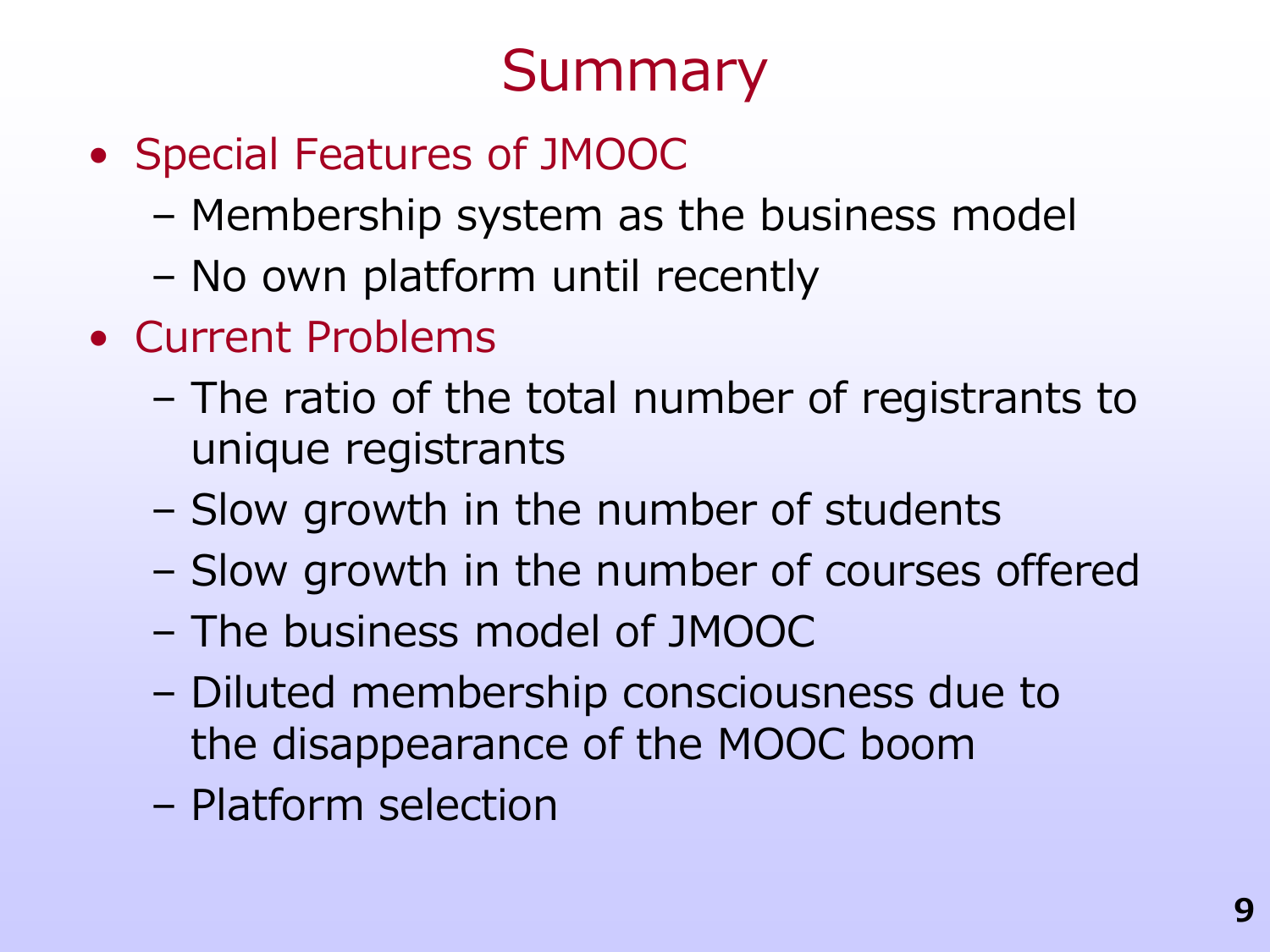# Summary

- Special Features of JMOOC
  - Membership system as the business model
  - No own platform until recently
- Current Problems
  - The ratio of the total number of registrants to unique registrants
  - Slow growth in the number of students
  - Slow growth in the number of courses offered
  - The business model of JMOOC
  - Diluted membership consciousness due to the disappearance of the MOOC boom
  - Platform selection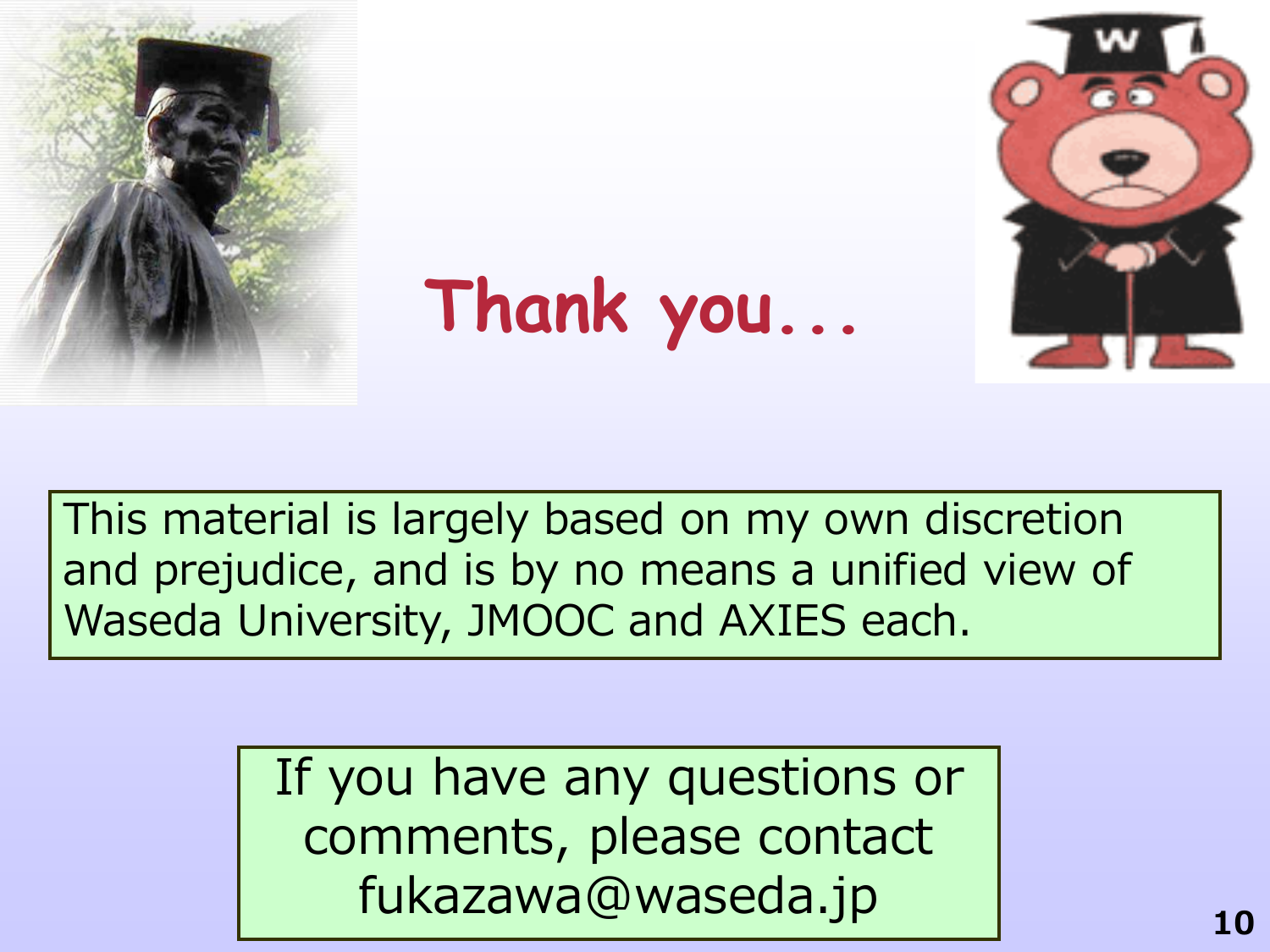# Thank you...

This material is largely based on my own discretion and prejudice, and is by no means a unified view of Waseda University, JMOOC and AXIES each.

If you have any questions or comments, please contact fukazawa@waseda.jp